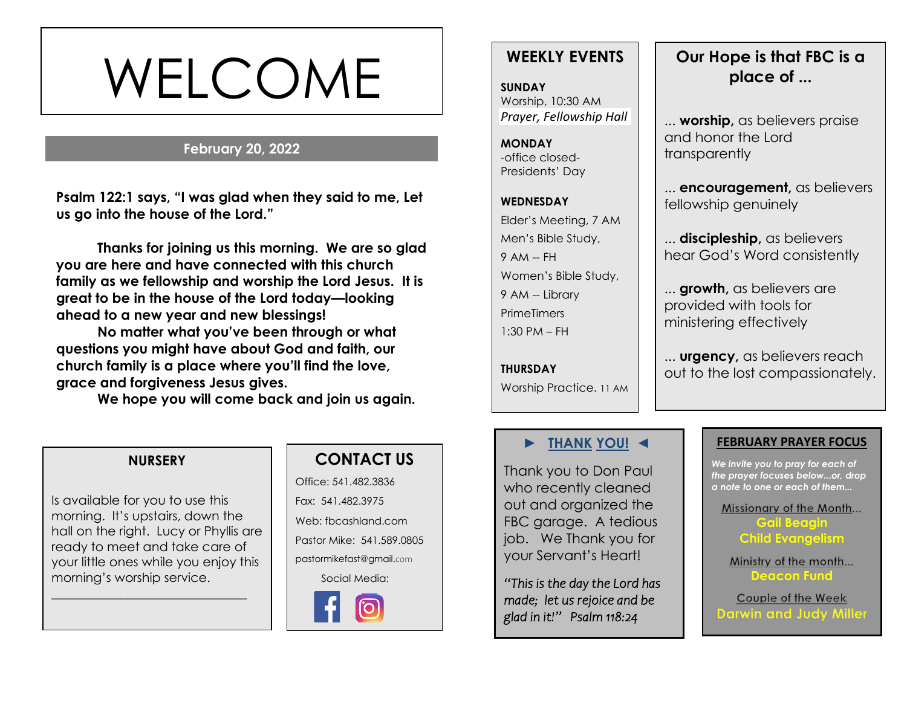# WELCOME

**February 20, 2022**

**Psalm 122:1 says, "I was glad when they said to me, Let us go into the house of the Lord."**

**Thanks for joining us this morning. We are so glad you are here and have connected with this church family as we fellowship and worship the Lord Jesus. It is great to be in the house of the Lord today—looking ahead to a new year and new blessings!**

**No matter what you've been through or what questions you might have about God and faith, our church family is a place where you'll find the love, grace and forgiveness Jesus gives.**

**We hope you will come back and join us again.**

## NURSERY

Is available for you to use this morning. It's upstairs, down the hall on the right. Lucy or Phyllis are ready to meet and take care of your little ones while you enjoy this morning's worship service.

## CONTACT US

Office: 541.482.3836

Fax: 541.482.3975

Web: fbcashland.com

Pastor Mike: 541.589.0805

pastormikefast@gmail.com

Social Media:

## WEEKLY EVENTS

**SUNDAY**
Worship, 10:30 AM
*Prayer, Fellowship Hall*

**MONDAY**
-office closed-
Presidents' Day

**WEDNESDAY**
Elder's Meeting, 7 AM
Men's Bible Study, 9 AM -- FH
Women's Bible Study, 9 AM -- Library
PrimeTimers 1:30 PM – FH

**THURSDAY**
Worship Practice. 11 AM

## Our Hope is that FBC is a place of ...

... **worship,** as believers praise and honor the Lord transparently

... **encouragement,** as believers fellowship genuinely

... **discipleship,** as believers hear God's Word consistently

... **growth,** as believers are provided with tools for ministering effectively

... **urgency,** as believers reach out to the lost compassionately.

## ► THANK YOU! ◄

Thank you to Don Paul who recently cleaned out and organized the FBC garage. A tedious job. We Thank you for your Servant's Heart!

*"This is the day the Lord has made; let us rejoice and be glad in it!" Psalm 118:24*

## FEBRUARY PRAYER FOCUS

*We invite you to pray for each of the prayer focuses below...or, drop a note to one or each of them...*

Missionary of the Month...
**Gail Beagin**
**Child Evangelism**

Ministry of the month...
**Deacon Fund**

Couple of the Week
**Darwin and Judy Miller**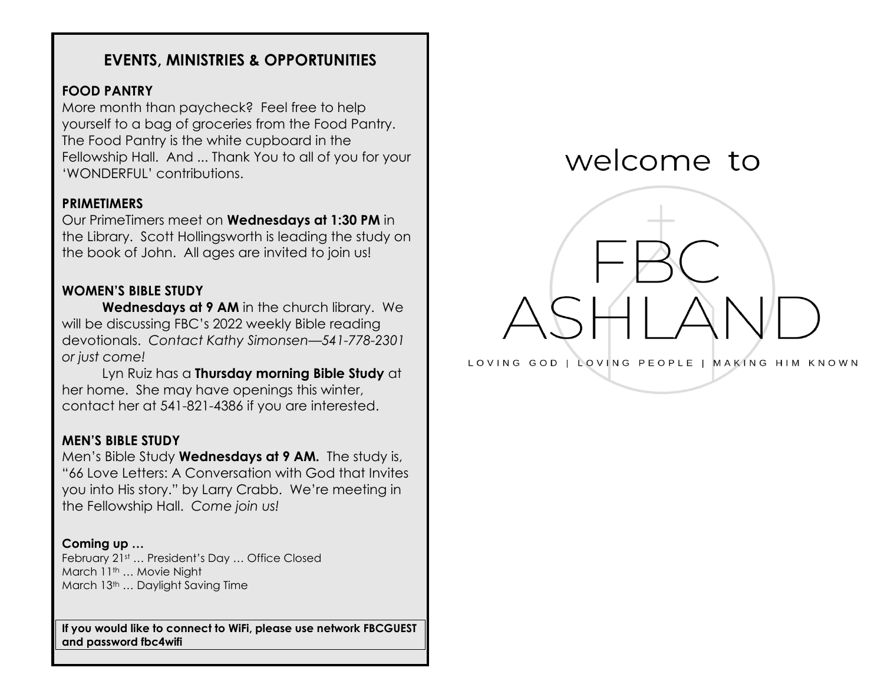## EVENTS, MINISTRIES & OPPORTUNITIES

**FOOD PANTRY**

More month than paycheck? Feel free to help yourself to a bag of groceries from the Food Pantry. The Food Pantry is the white cupboard in the Fellowship Hall. And ... Thank You to all of you for your 'WONDERFUL' contributions.

**PRIMETIMERS**

Our PrimeTimers meet on **Wednesdays at 1:30 PM** in the Library. Scott Hollingsworth is leading the study on the book of John. All ages are invited to join us!

**WOMEN'S BIBLE STUDY**

**Wednesdays at 9 AM** in the church library. We will be discussing FBC's 2022 weekly Bible reading devotionals. *Contact Kathy Simonsen—541-778-2301 or just come!*

Lyn Ruiz has a **Thursday morning Bible Study** at her home. She may have openings this winter, contact her at 541-821-4386 if you are interested.

**MEN'S BIBLE STUDY**

Men's Bible Study **Wednesdays at 9 AM.** The study is, "66 Love Letters: A Conversation with God that Invites you into His story." by Larry Crabb. We're meeting in the Fellowship Hall. *Come join us!*

**Coming up …**

February 21st … President's Day … Office Closed
March 11th … Movie Night
March 13th … Daylight Saving Time

**If you would like to connect to WiFi, please use network FBCGUEST and password fbc4wifi**

welcome to

FBC ASHLAND

LOVING GOD | LOVING PEOPLE | MAKING HIM KNOWN